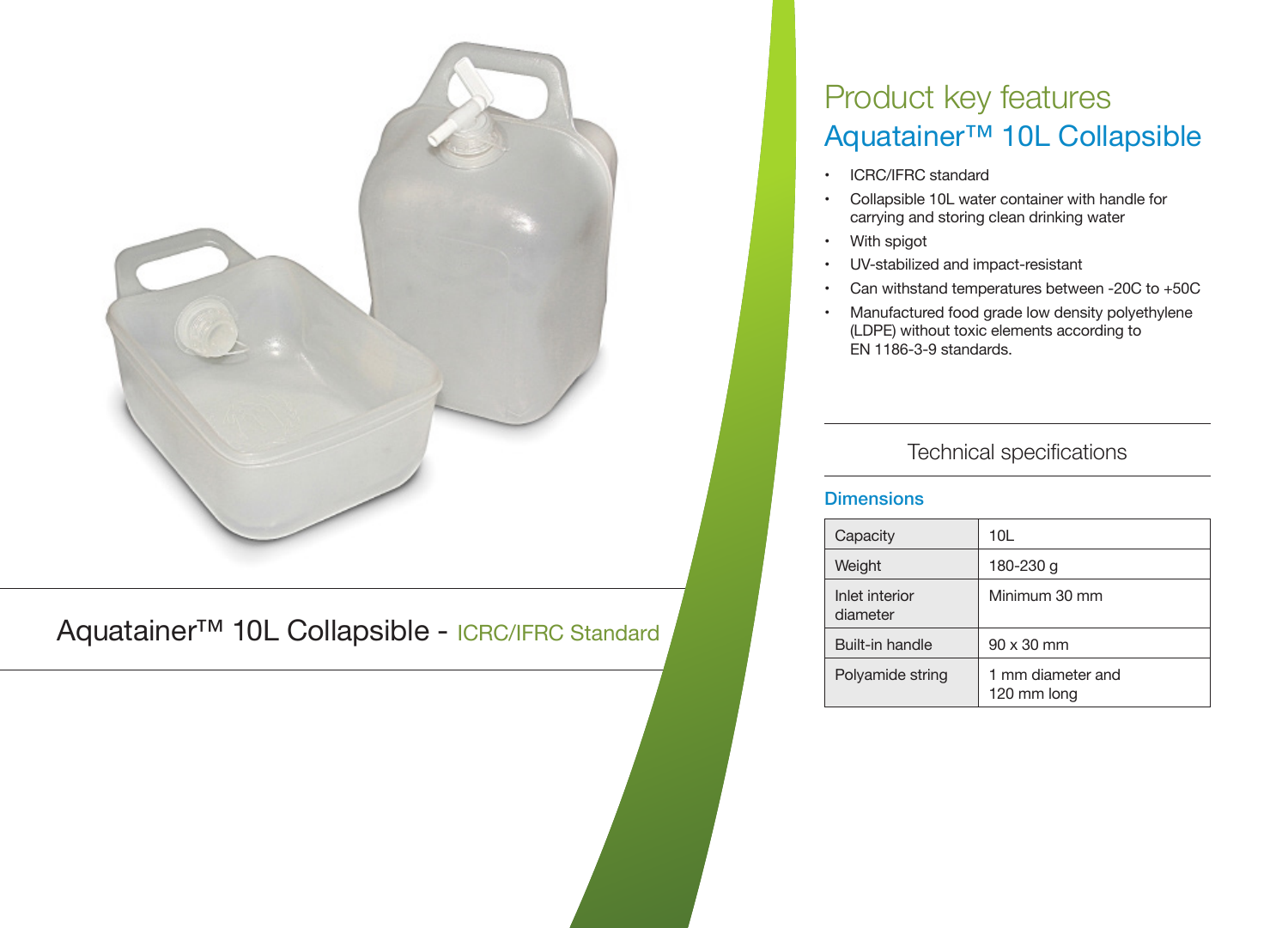Aquatainer™ 10L Collapsible - ICRC/IFRC Standard

## Product key features

# Aquatainer™ 10L Collapsible

- ICRC/IFRC standard
- Collapsible 10L water container with handle for carrying and storing clean drinking water
- With spigot
- UV-stabilized and impact-resistant
- Can withstand temperatures between -20C to +50C
- Manufactured food grade low density polyethylene (LDPE) without toxic elements according to EN 1186-3-9 standards.

## Technical specifications

### Dimensions

| Capacity | 10L |
|---|---|
| Weight | 180-230 g |
| Inlet interior diameter | Minimum 30 mm |
| Built-in handle | 90 x 30 mm |
| Polyamide string | 1 mm diameter and 120 mm long |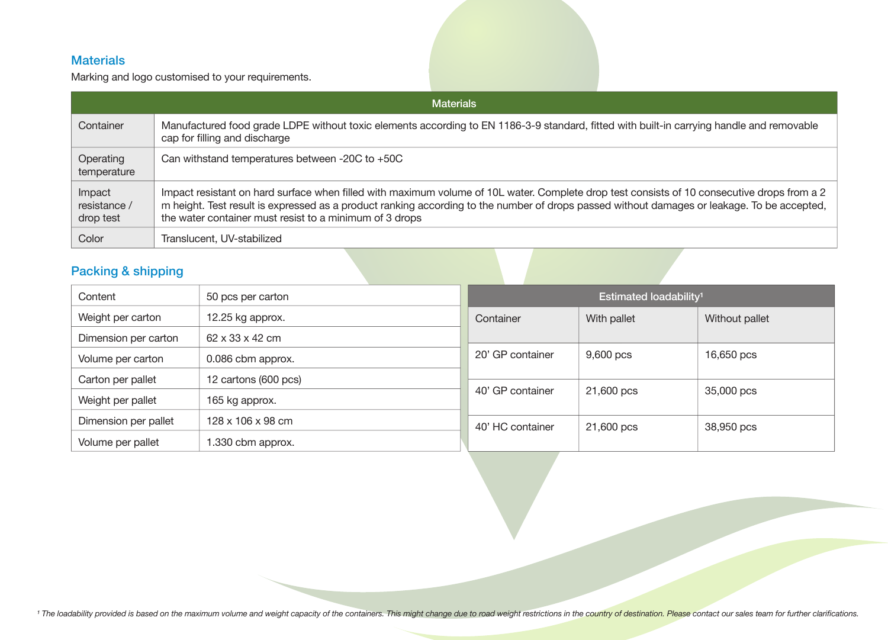## Materials

Marking and logo customised to your requirements.

| Materials | |
|---|---|
| Container | Manufactured food grade LDPE without toxic elements according to EN 1186-3-9 standard, fitted with built-in carrying handle and removable cap for filling and discharge |
| Operating temperature | Can withstand temperatures between -20C to +50C |
| Impact resistance / drop test | Impact resistant on hard surface when filled with maximum volume of 10L water. Complete drop test consists of 10 consecutive drops from a 2 m height. Test result is expressed as a product ranking according to the number of drops passed without damages or leakage. To be accepted, the water container must resist to a minimum of 3 drops |
| Color | Translucent, UV-stabilized |

## Packing & shipping

| | |
|---|---|
| Content | 50 pcs per carton |
| Weight per carton | 12.25 kg approx. |
| Dimension per carton | 62 x 33 x 42 cm |
| Volume per carton | 0.086 cbm approx. |
| Carton per pallet | 12 cartons (600 pcs) |
| Weight per pallet | 165 kg approx. |
| Dimension per pallet | 128 x 106 x 98 cm |
| Volume per pallet | 1.330 cbm approx. |

| Estimated loadability[1] | | |
|---|---|---|
| Container | With pallet | Without pallet |
| 20' GP container | 9,600 pcs | 16,650 pcs |
| 40' GP container | 21,600 pcs | 35,000 pcs |
| 40' HC container | 21,600 pcs | 38,950 pcs |

*[1] The loadability provided is based on the maximum volume and weight capacity of the containers. This might change due to road weight restrictions in the country of destination. Please contact our sales team for further clarifications.*